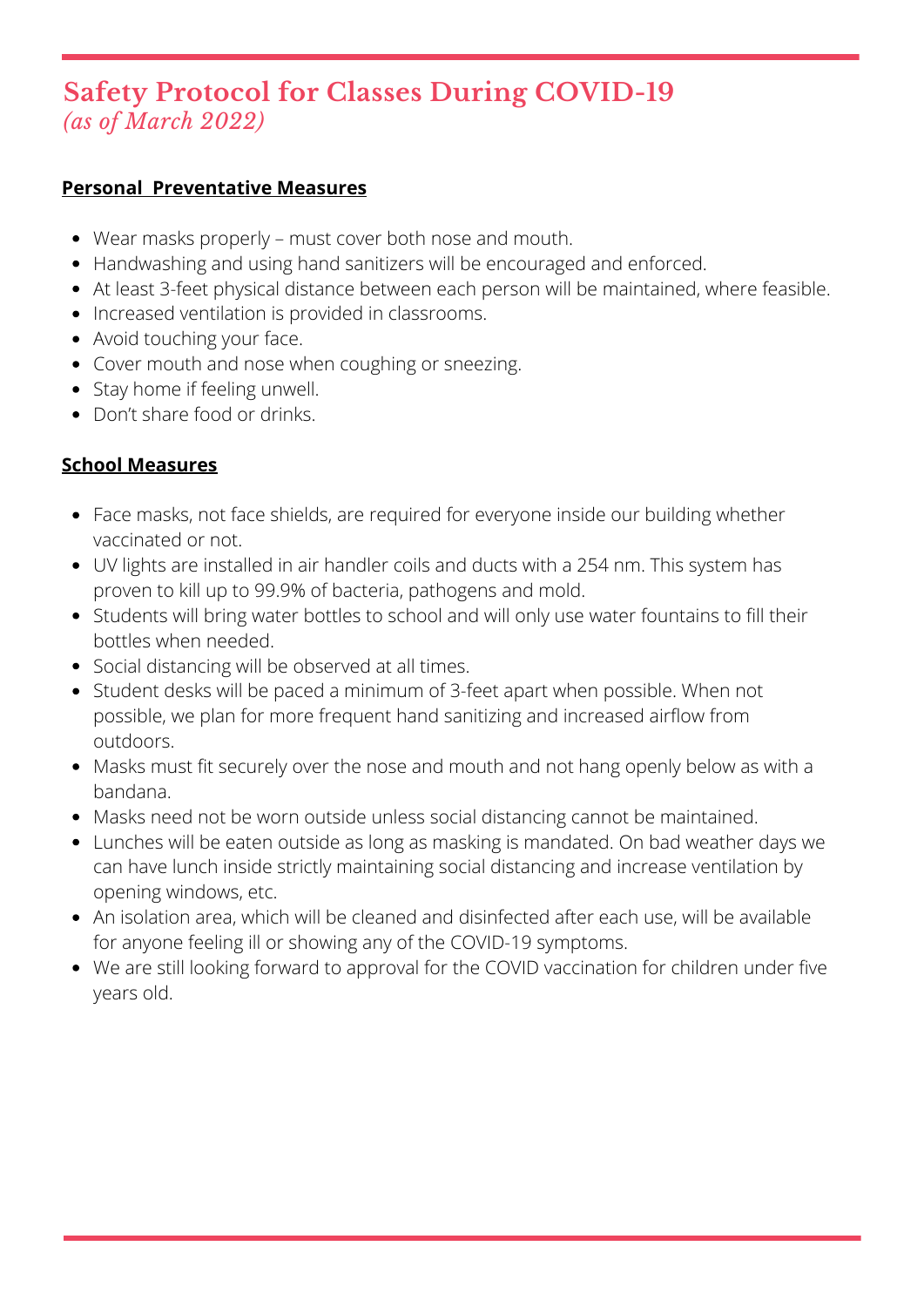# Safety Protocol for Classes During COVID-19
*(as of March 2022)*

**Personal Preventative Measures**

- Wear masks properly – must cover both nose and mouth.
- Handwashing and using hand sanitizers will be encouraged and enforced.
- At least 3-feet physical distance between each person will be maintained, where feasible.
- Increased ventilation is provided in classrooms.
- Avoid touching your face.
- Cover mouth and nose when coughing or sneezing.
- Stay home if feeling unwell.
- Don't share food or drinks.

**School Measures**

- Face masks, not face shields, are required for everyone inside our building whether vaccinated or not.
- UV lights are installed in air handler coils and ducts with a 254 nm. This system has proven to kill up to 99.9% of bacteria, pathogens and mold.
- Students will bring water bottles to school and will only use water fountains to fill their bottles when needed.
- Social distancing will be observed at all times.
- Student desks will be paced a minimum of 3-feet apart when possible. When not possible, we plan for more frequent hand sanitizing and increased airflow from outdoors.
- Masks must fit securely over the nose and mouth and not hang openly below as with a bandana.
- Masks need not be worn outside unless social distancing cannot be maintained.
- Lunches will be eaten outside as long as masking is mandated. On bad weather days we can have lunch inside strictly maintaining social distancing and increase ventilation by opening windows, etc.
- An isolation area, which will be cleaned and disinfected after each use, will be available for anyone feeling ill or showing any of the COVID-19 symptoms.
- We are still looking forward to approval for the COVID vaccination for children under five years old.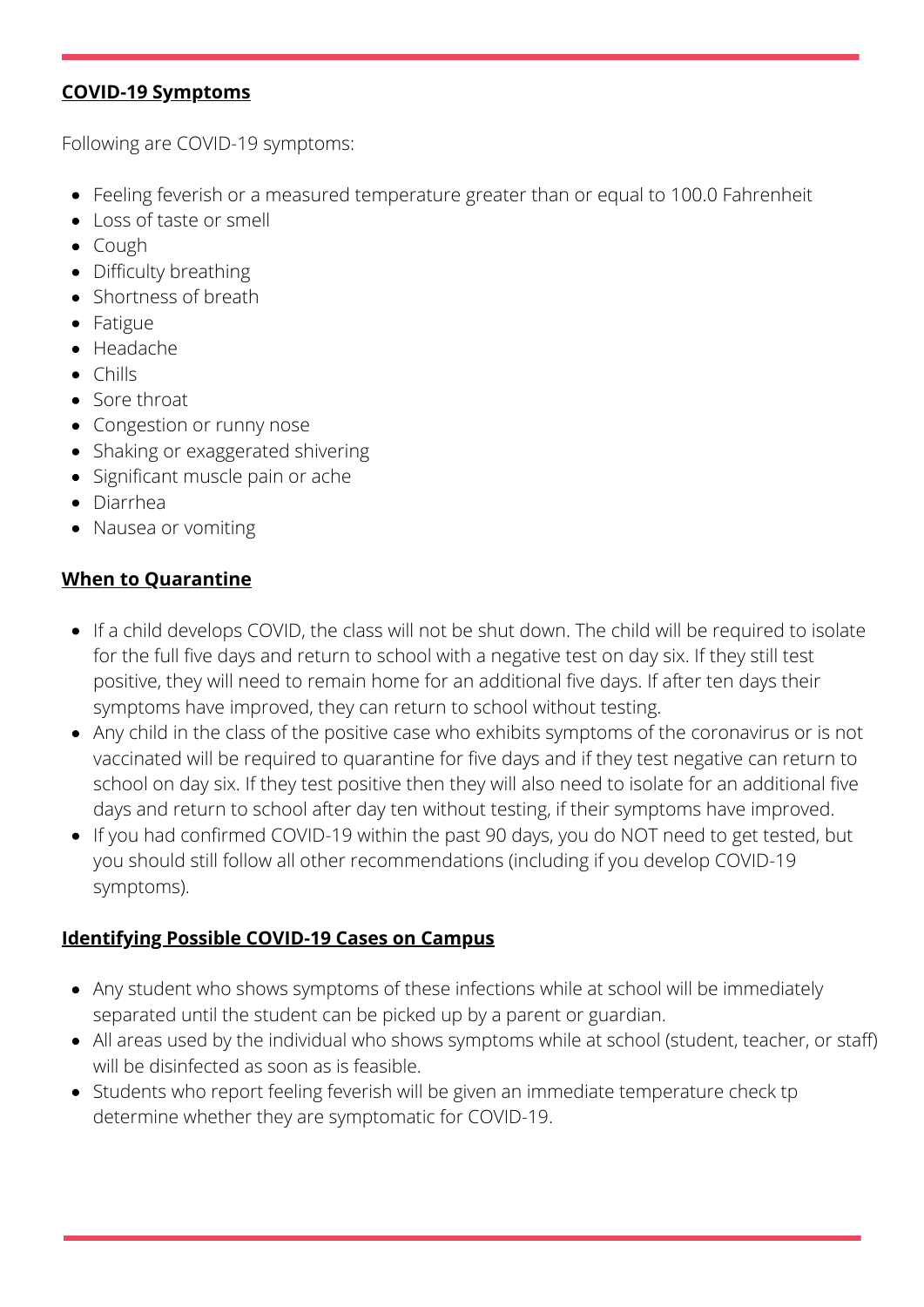## **COVID-19 Symptoms**

Following are COVID-19 symptoms:

- Feeling feverish or a measured temperature greater than or equal to 100.0 Fahrenheit
- Loss of taste or smell
- Cough
- Difficulty breathing
- Shortness of breath
- Fatigue
- Headache
- Chills
- Sore throat
- Congestion or runny nose
- Shaking or exaggerated shivering
- Significant muscle pain or ache
- Diarrhea
- Nausea or vomiting

## **When to Quarantine**

- If a child develops COVID, the class will not be shut down. The child will be required to isolate for the full five days and return to school with a negative test on day six. If they still test positive, they will need to remain home for an additional five days. If after ten days their symptoms have improved, they can return to school without testing.
- Any child in the class of the positive case who exhibits symptoms of the coronavirus or is not vaccinated will be required to quarantine for five days and if they test negative can return to school on day six. If they test positive then they will also need to isolate for an additional five days and return to school after day ten without testing, if their symptoms have improved.
- If you had confirmed COVID-19 within the past 90 days, you do NOT need to get tested, but you should still follow all other recommendations (including if you develop COVID-19 symptoms).

## **Identifying Possible COVID-19 Cases on Campus**

- Any student who shows symptoms of these infections while at school will be immediately separated until the student can be picked up by a parent or guardian.
- All areas used by the individual who shows symptoms while at school (student, teacher, or staff) will be disinfected as soon as is feasible.
- Students who report feeling feverish will be given an immediate temperature check tp determine whether they are symptomatic for COVID-19.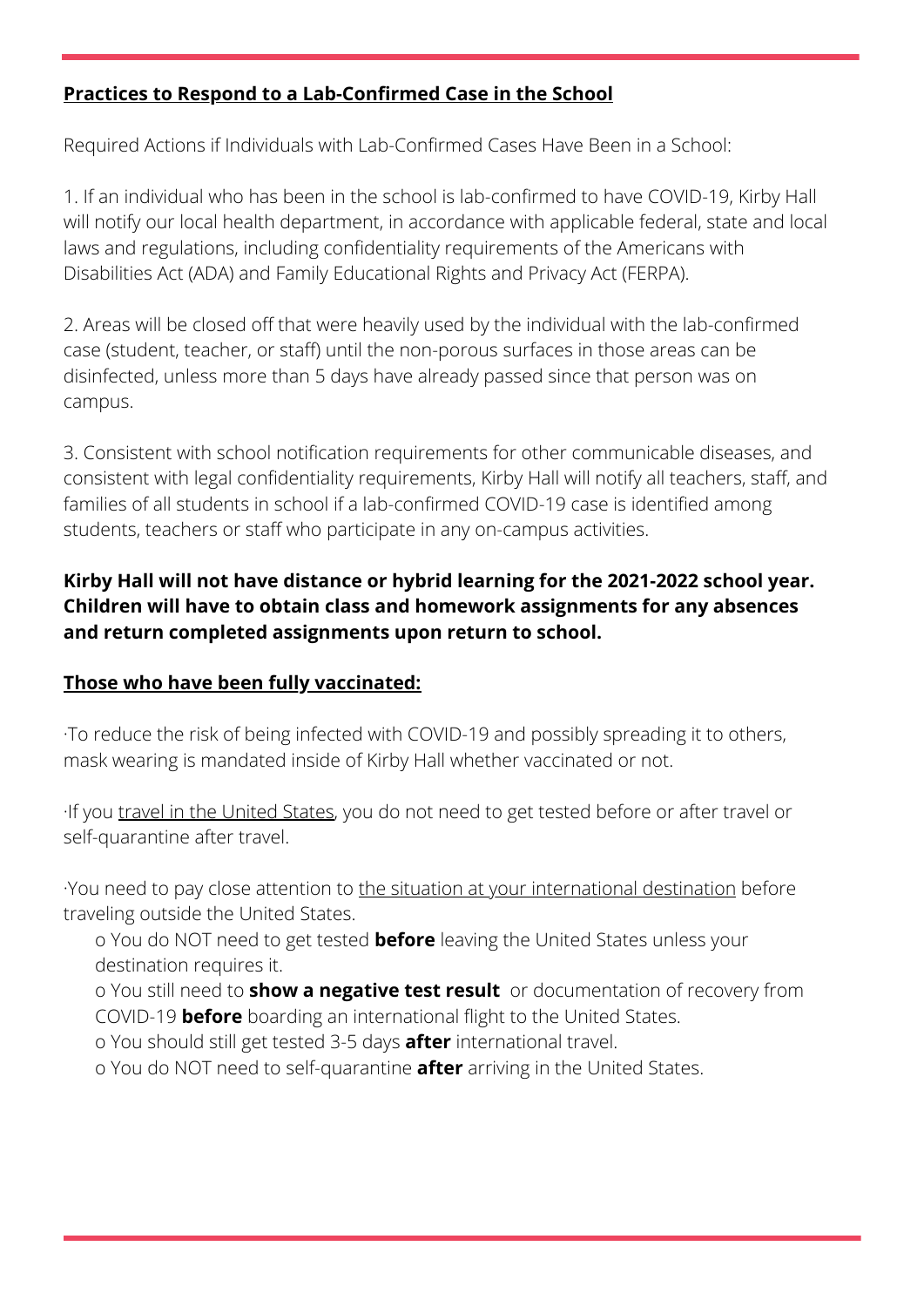## Practices to Respond to a Lab-Confirmed Case in the School

Required Actions if Individuals with Lab-Confirmed Cases Have Been in a School:

1. If an individual who has been in the school is lab-confirmed to have COVID-19, Kirby Hall will notify our local health department, in accordance with applicable federal, state and local laws and regulations, including confidentiality requirements of the Americans with Disabilities Act (ADA) and Family Educational Rights and Privacy Act (FERPA).

2. Areas will be closed off that were heavily used by the individual with the lab-confirmed case (student, teacher, or staff) until the non-porous surfaces in those areas can be disinfected, unless more than 5 days have already passed since that person was on campus.

3. Consistent with school notification requirements for other communicable diseases, and consistent with legal confidentiality requirements, Kirby Hall will notify all teachers, staff, and families of all students in school if a lab-confirmed COVID-19 case is identified among students, teachers or staff who participate in any on-campus activities.

**Kirby Hall will not have distance or hybrid learning for the 2021-2022 school year. Children will have to obtain class and homework assignments for any absences and return completed assignments upon return to school.**

## Those who have been fully vaccinated:

·To reduce the risk of being infected with COVID-19 and possibly spreading it to others, mask wearing is mandated inside of Kirby Hall whether vaccinated or not.

·If you travel in the United States, you do not need to get tested before or after travel or self-quarantine after travel.

·You need to pay close attention to the situation at your international destination before traveling outside the United States.

- o You do NOT need to get tested **before** leaving the United States unless your destination requires it.
- o You still need to **show a negative test result** or documentation of recovery from COVID-19 **before** boarding an international flight to the United States.
- o You should still get tested 3-5 days **after** international travel.
- o You do NOT need to self-quarantine **after** arriving in the United States.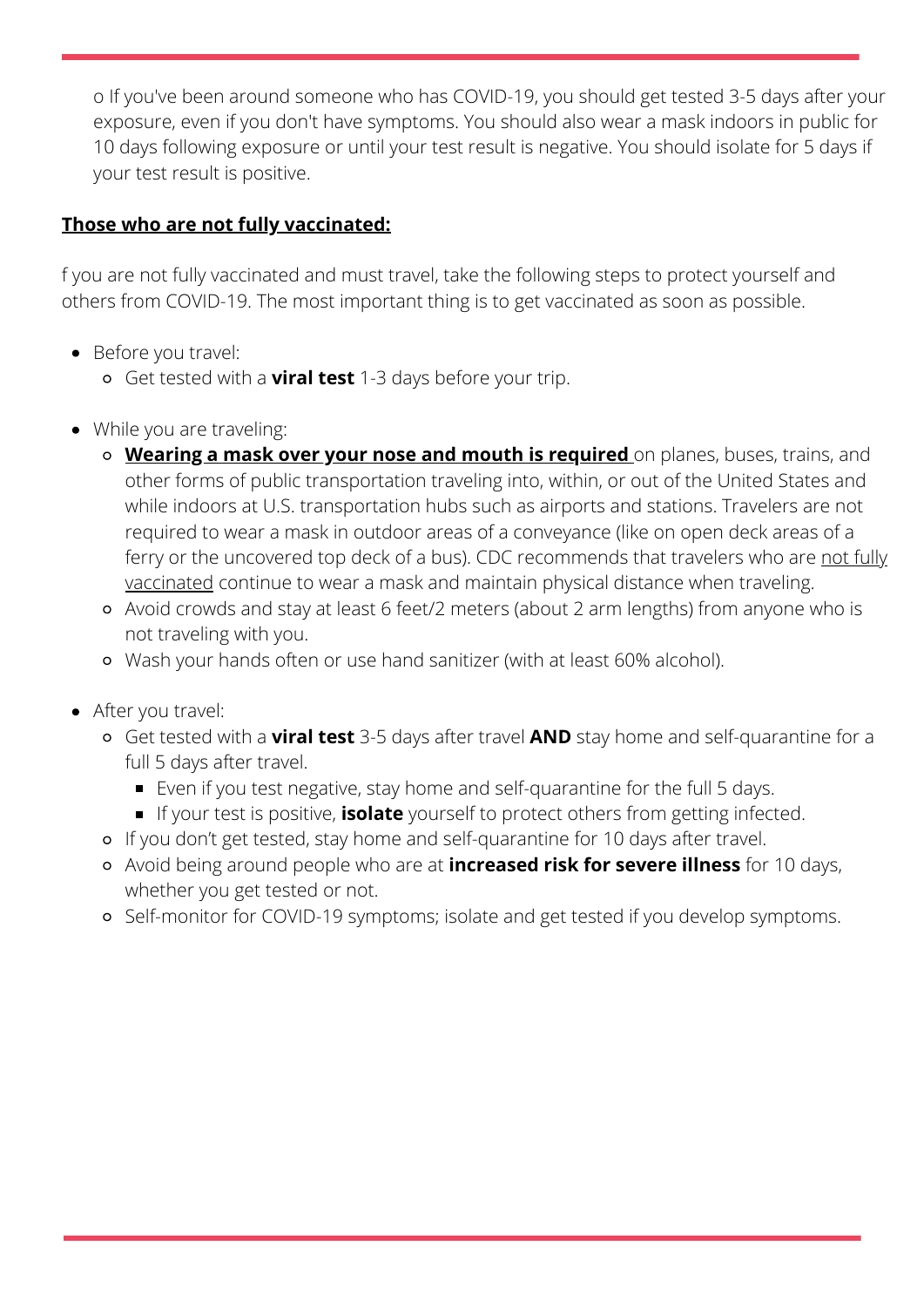o If you've been around someone who has COVID-19, you should get tested 3-5 days after your exposure, even if you don't have symptoms. You should also wear a mask indoors in public for 10 days following exposure or until your test result is negative. You should isolate for 5 days if your test result is positive.

**Those who are not fully vaccinated:**

f you are not fully vaccinated and must travel, take the following steps to protect yourself and others from COVID-19. The most important thing is to get vaccinated as soon as possible.

- Before you travel:
  - Get tested with a **viral test** 1-3 days before your trip.
- While you are traveling:
  - **Wearing a mask over your nose and mouth is required** on planes, buses, trains, and other forms of public transportation traveling into, within, or out of the United States and while indoors at U.S. transportation hubs such as airports and stations. Travelers are not required to wear a mask in outdoor areas of a conveyance (like on open deck areas of a ferry or the uncovered top deck of a bus). CDC recommends that travelers who are not fully vaccinated continue to wear a mask and maintain physical distance when traveling.
  - Avoid crowds and stay at least 6 feet/2 meters (about 2 arm lengths) from anyone who is not traveling with you.
  - Wash your hands often or use hand sanitizer (with at least 60% alcohol).
- After you travel:
  - Get tested with a **viral test** 3-5 days after travel **AND** stay home and self-quarantine for a full 5 days after travel.
    - Even if you test negative, stay home and self-quarantine for the full 5 days.
    - If your test is positive, **isolate** yourself to protect others from getting infected.
  - If you don't get tested, stay home and self-quarantine for 10 days after travel.
  - Avoid being around people who are at **increased risk for severe illness** for 10 days, whether you get tested or not.
  - Self-monitor for COVID-19 symptoms; isolate and get tested if you develop symptoms.